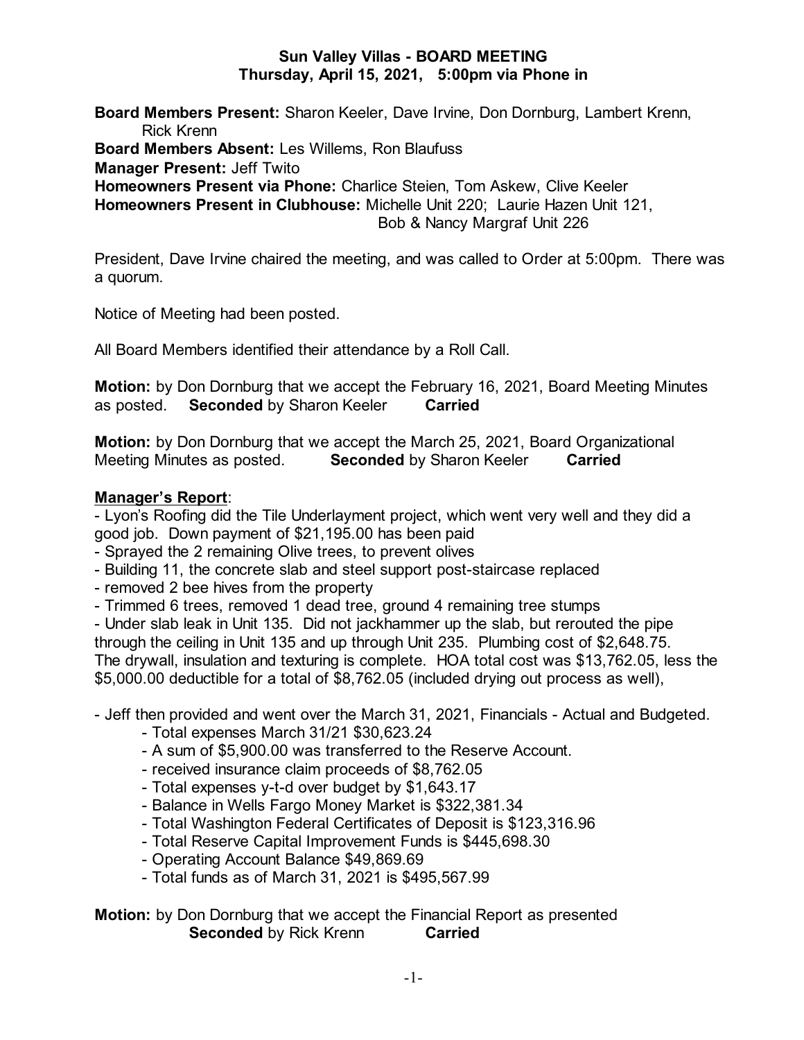**Sun Valley Villas - BOARD MEETING**
**Thursday, April 15, 2021, 5:00pm via Phone in**

**Board Members Present:** Sharon Keeler, Dave Irvine, Don Dornburg, Lambert Krenn, Rick Krenn
**Board Members Absent:** Les Willems, Ron Blaufuss
**Manager Present:** Jeff Twito
**Homeowners Present via Phone:** Charlice Steien, Tom Askew, Clive Keeler
**Homeowners Present in Clubhouse:** Michelle Unit 220; Laurie Hazen Unit 121, Bob & Nancy Margraf Unit 226

President, Dave Irvine chaired the meeting, and was called to Order at 5:00pm. There was a quorum.

Notice of Meeting had been posted.

All Board Members identified their attendance by a Roll Call.

**Motion:** by Don Dornburg that we accept the February 16, 2021, Board Meeting Minutes as posted. **Seconded** by Sharon Keeler **Carried**

**Motion:** by Don Dornburg that we accept the March 25, 2021, Board Organizational Meeting Minutes as posted. **Seconded** by Sharon Keeler **Carried**

**Manager's Report**:

- Lyon's Roofing did the Tile Underlayment project, which went very well and they did a good job. Down payment of $21,195.00 has been paid
- Sprayed the 2 remaining Olive trees, to prevent olives
- Building 11, the concrete slab and steel support post-staircase replaced
- removed 2 bee hives from the property
- Trimmed 6 trees, removed 1 dead tree, ground 4 remaining tree stumps
- Under slab leak in Unit 135. Did not jackhammer up the slab, but rerouted the pipe through the ceiling in Unit 135 and up through Unit 235. Plumbing cost of $2,648.75. The drywall, insulation and texturing is complete. HOA total cost was $13,762.05, less the $5,000.00 deductible for a total of $8,762.05 (included drying out process as well),

- Jeff then provided and went over the March 31, 2021, Financials - Actual and Budgeted.
  - Total expenses March 31/21 $30,623.24
  - A sum of $5,900.00 was transferred to the Reserve Account.
  - received insurance claim proceeds of $8,762.05
  - Total expenses y-t-d over budget by $1,643.17
  - Balance in Wells Fargo Money Market is $322,381.34
  - Total Washington Federal Certificates of Deposit is $123,316.96
  - Total Reserve Capital Improvement Funds is $445,698.30
  - Operating Account Balance $49,869.69
  - Total funds as of March 31, 2021 is $495,567.99

**Motion:** by Don Dornburg that we accept the Financial Report as presented **Seconded** by Rick Krenn **Carried**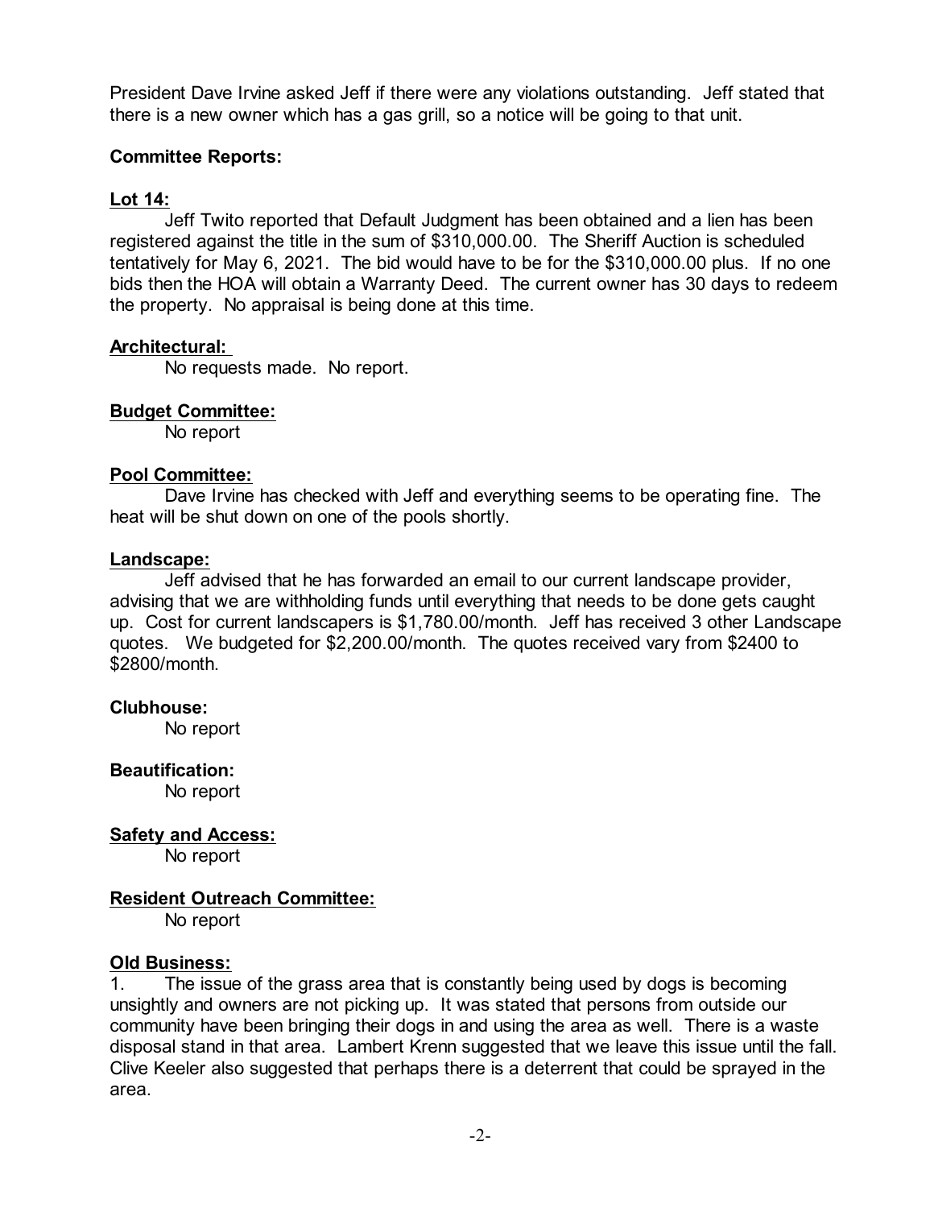President Dave Irvine asked Jeff if there were any violations outstanding. Jeff stated that there is a new owner which has a gas grill, so a notice will be going to that unit.

**Committee Reports:**

**Lot 14:**

Jeff Twito reported that Default Judgment has been obtained and a lien has been registered against the title in the sum of $310,000.00. The Sheriff Auction is scheduled tentatively for May 6, 2021. The bid would have to be for the $310,000.00 plus. If no one bids then the HOA will obtain a Warranty Deed. The current owner has 30 days to redeem the property. No appraisal is being done at this time.

**Architectural:**

No requests made. No report.

**Budget Committee:**

No report

**Pool Committee:**

Dave Irvine has checked with Jeff and everything seems to be operating fine. The heat will be shut down on one of the pools shortly.

**Landscape:**

Jeff advised that he has forwarded an email to our current landscape provider, advising that we are withholding funds until everything that needs to be done gets caught up. Cost for current landscapers is $1,780.00/month. Jeff has received 3 other Landscape quotes. We budgeted for $2,200.00/month. The quotes received vary from $2400 to $2800/month.

**Clubhouse:**

No report

**Beautification:**

No report

**Safety and Access:**

No report

**Resident Outreach Committee:**

No report

**Old Business:**

1. The issue of the grass area that is constantly being used by dogs is becoming unsightly and owners are not picking up. It was stated that persons from outside our community have been bringing their dogs in and using the area as well. There is a waste disposal stand in that area. Lambert Krenn suggested that we leave this issue until the fall. Clive Keeler also suggested that perhaps there is a deterrent that could be sprayed in the area.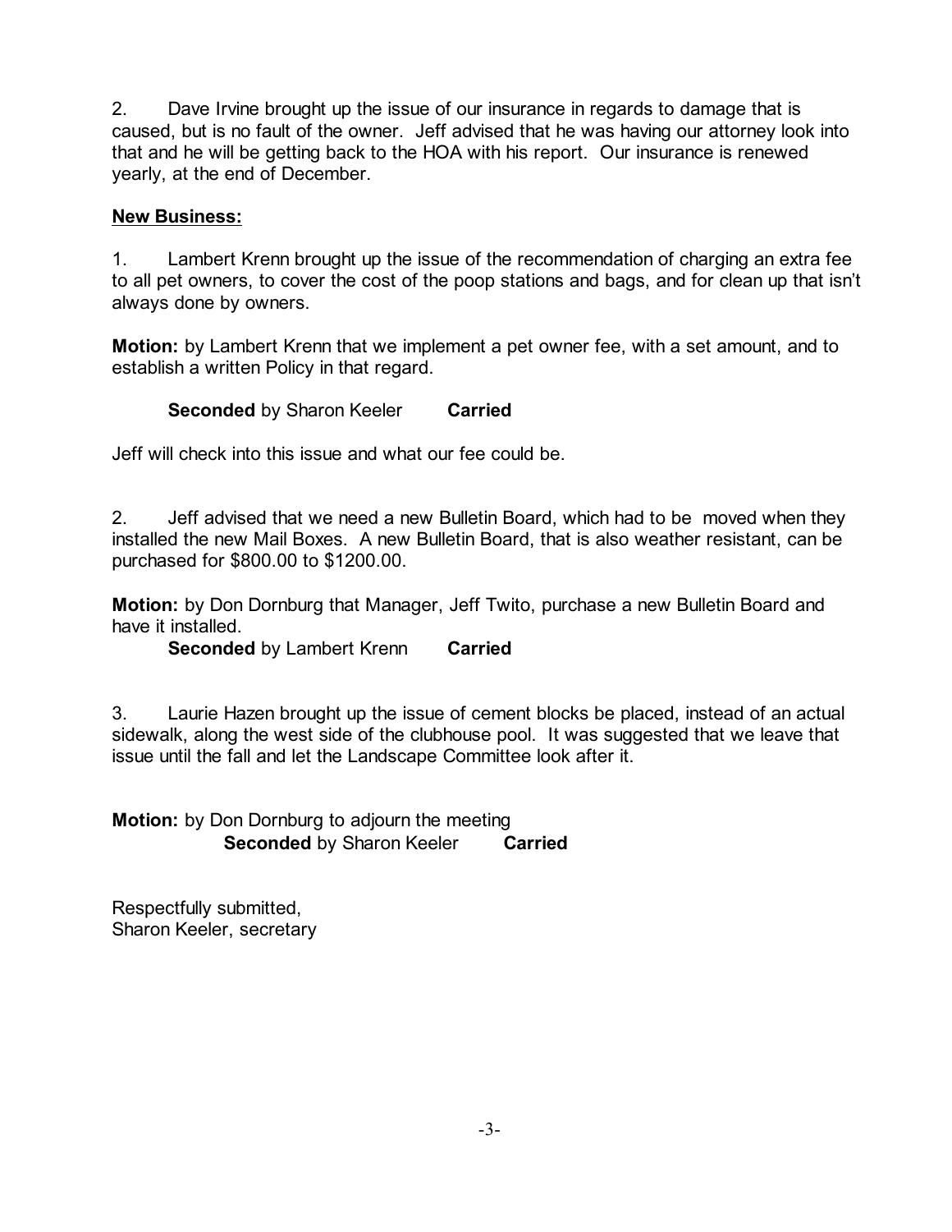2. Dave Irvine brought up the issue of our insurance in regards to damage that is caused, but is no fault of the owner. Jeff advised that he was having our attorney look into that and he will be getting back to the HOA with his report. Our insurance is renewed yearly, at the end of December.

**New Business:**

1. Lambert Krenn brought up the issue of the recommendation of charging an extra fee to all pet owners, to cover the cost of the poop stations and bags, and for clean up that isn't always done by owners.

**Motion:** by Lambert Krenn that we implement a pet owner fee, with a set amount, and to establish a written Policy in that regard.

**Seconded** by Sharon Keeler **Carried**

Jeff will check into this issue and what our fee could be.

2. Jeff advised that we need a new Bulletin Board, which had to be moved when they installed the new Mail Boxes. A new Bulletin Board, that is also weather resistant, can be purchased for $800.00 to $1200.00.

**Motion:** by Don Dornburg that Manager, Jeff Twito, purchase a new Bulletin Board and have it installed.

**Seconded** by Lambert Krenn **Carried**

3. Laurie Hazen brought up the issue of cement blocks be placed, instead of an actual sidewalk, along the west side of the clubhouse pool. It was suggested that we leave that issue until the fall and let the Landscape Committee look after it.

**Motion:** by Don Dornburg to adjourn the meeting

**Seconded** by Sharon Keeler **Carried**

Respectfully submitted,
Sharon Keeler, secretary